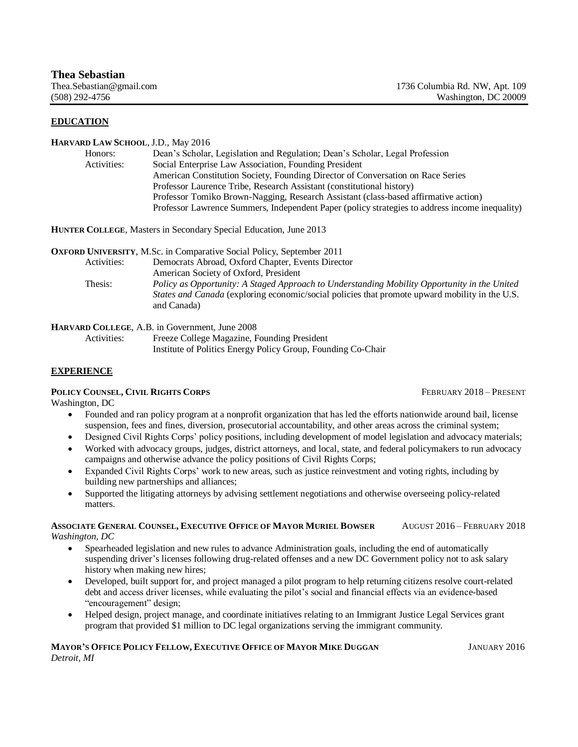# Thea Sebastian

Thea.Sebastian@gmail.com
(508) 292-4756

1736 Columbia Rd. NW, Apt. 109
Washington, DC 20009

## EDUCATION

**HARVARD LAW SCHOOL**, J.D., May 2016

Honors: Dean's Scholar, Legislation and Regulation; Dean's Scholar, Legal Profession

Activities:
- Social Enterprise Law Association, Founding President
- American Constitution Society, Founding Director of Conversation on Race Series
- Professor Laurence Tribe, Research Assistant (constitutional history)
- Professor Tomiko Brown-Nagging, Research Assistant (class-based affirmative action)
- Professor Lawrence Summers, Independent Paper (policy strategies to address income inequality)

**HUNTER COLLEGE**, Masters in Secondary Special Education, June 2013

**OXFORD UNIVERSITY**, M.Sc. in Comparative Social Policy, September 2011

Activities:
- Democrats Abroad, Oxford Chapter, Events Director
- American Society of Oxford, President

Thesis: *Policy as Opportunity: A Staged Approach to Understanding Mobility Opportunity in the United States and Canada* (exploring economic/social policies that promote upward mobility in the U.S. and Canada)

**HARVARD COLLEGE**, A.B. in Government, June 2008

Activities:
- Freeze College Magazine, Founding President
- Institute of Politics Energy Policy Group, Founding Co-Chair

## EXPERIENCE

**POLICY COUNSEL, CIVIL RIGHTS CORPS** — FEBRUARY 2018 – PRESENT
Washington, DC

- Founded and ran policy program at a nonprofit organization that has led the efforts nationwide around bail, license suspension, fees and fines, diversion, prosecutorial accountability, and other areas across the criminal system;
- Designed Civil Rights Corps' policy positions, including development of model legislation and advocacy materials;
- Worked with advocacy groups, judges, district attorneys, and local, state, and federal policymakers to run advocacy campaigns and otherwise advance the policy positions of Civil Rights Corps;
- Expanded Civil Rights Corps' work to new areas, such as justice reinvestment and voting rights, including by building new partnerships and alliances;
- Supported the litigating attorneys by advising settlement negotiations and otherwise overseeing policy-related matters.

**ASSOCIATE GENERAL COUNSEL, EXECUTIVE OFFICE OF MAYOR MURIEL BOWSER** — AUGUST 2016 – FEBRUARY 2018
*Washington, DC*

- Spearheaded legislation and new rules to advance Administration goals, including the end of automatically suspending driver's licenses following drug-related offenses and a new DC Government policy not to ask salary history when making new hires;
- Developed, built support for, and project managed a pilot program to help returning citizens resolve court-related debt and access driver licenses, while evaluating the pilot's social and financial effects via an evidence-based "encouragement" design;
- Helped design, project manage, and coordinate initiatives relating to an Immigrant Justice Legal Services grant program that provided $1 million to DC legal organizations serving the immigrant community.

**MAYOR'S OFFICE POLICY FELLOW, EXECUTIVE OFFICE OF MAYOR MIKE DUGGAN** — JANUARY 2016
*Detroit, MI*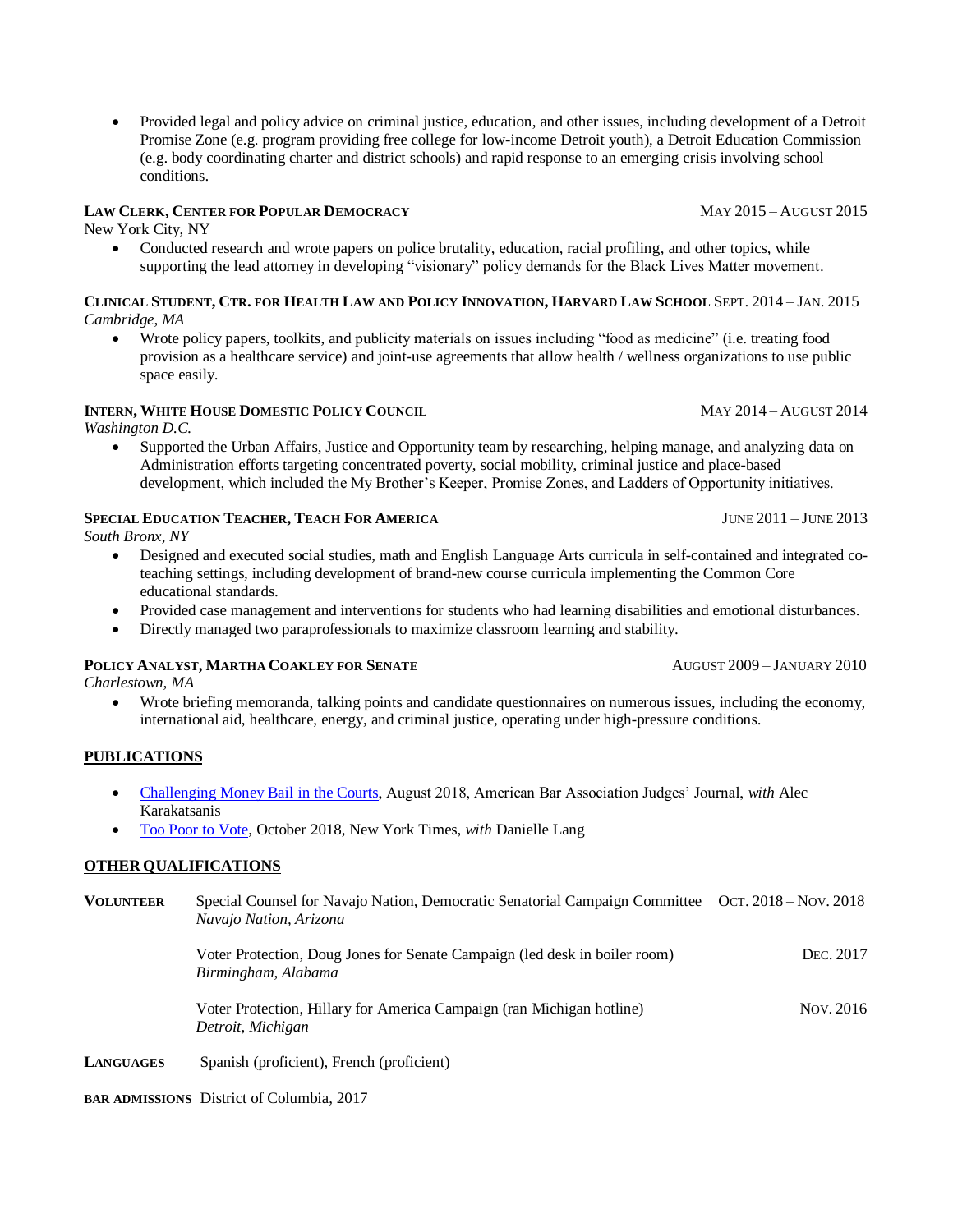- Provided legal and policy advice on criminal justice, education, and other issues, including development of a Detroit Promise Zone (e.g. program providing free college for low-income Detroit youth), a Detroit Education Commission (e.g. body coordinating charter and district schools) and rapid response to an emerging crisis involving school conditions.

**LAW CLERK, CENTER FOR POPULAR DEMOCRACY** MAY 2015 – AUGUST 2015
New York City, NY

- Conducted research and wrote papers on police brutality, education, racial profiling, and other topics, while supporting the lead attorney in developing "visionary" policy demands for the Black Lives Matter movement.

**CLINICAL STUDENT, CTR. FOR HEALTH LAW AND POLICY INNOVATION, HARVARD LAW SCHOOL** SEPT. 2014 – JAN. 2015
*Cambridge, MA*

- Wrote policy papers, toolkits, and publicity materials on issues including "food as medicine" (i.e. treating food provision as a healthcare service) and joint-use agreements that allow health / wellness organizations to use public space easily.

**INTERN, WHITE HOUSE DOMESTIC POLICY COUNCIL** MAY 2014 – AUGUST 2014
*Washington D.C.*

- Supported the Urban Affairs, Justice and Opportunity team by researching, helping manage, and analyzing data on Administration efforts targeting concentrated poverty, social mobility, criminal justice and place-based development, which included the My Brother's Keeper, Promise Zones, and Ladders of Opportunity initiatives.

**SPECIAL EDUCATION TEACHER, TEACH FOR AMERICA** JUNE 2011 – JUNE 2013
*South Bronx, NY*

- Designed and executed social studies, math and English Language Arts curricula in self-contained and integrated co-teaching settings, including development of brand-new course curricula implementing the Common Core educational standards.
- Provided case management and interventions for students who had learning disabilities and emotional disturbances.
- Directly managed two paraprofessionals to maximize classroom learning and stability.

**POLICY ANALYST, MARTHA COAKLEY FOR SENATE** AUGUST 2009 – JANUARY 2010
*Charlestown, MA*

- Wrote briefing memoranda, talking points and candidate questionnaires on numerous issues, including the economy, international aid, healthcare, energy, and criminal justice, operating under high-pressure conditions.

## PUBLICATIONS

- Challenging Money Bail in the Courts, August 2018, American Bar Association Judges' Journal, *with* Alec Karakatsanis
- Too Poor to Vote, October 2018, New York Times, *with* Danielle Lang

## OTHER QUALIFICATIONS

**VOLUNTEER**

Special Counsel for Navajo Nation, Democratic Senatorial Campaign Committee — OCT. 2018 – NOV. 2018
*Navajo Nation, Arizona*

Voter Protection, Doug Jones for Senate Campaign (led desk in boiler room) — DEC. 2017
*Birmingham, Alabama*

Voter Protection, Hillary for America Campaign (ran Michigan hotline) — NOV. 2016
*Detroit, Michigan*

**LANGUAGES** Spanish (proficient), French (proficient)

**BAR ADMISSIONS** District of Columbia, 2017